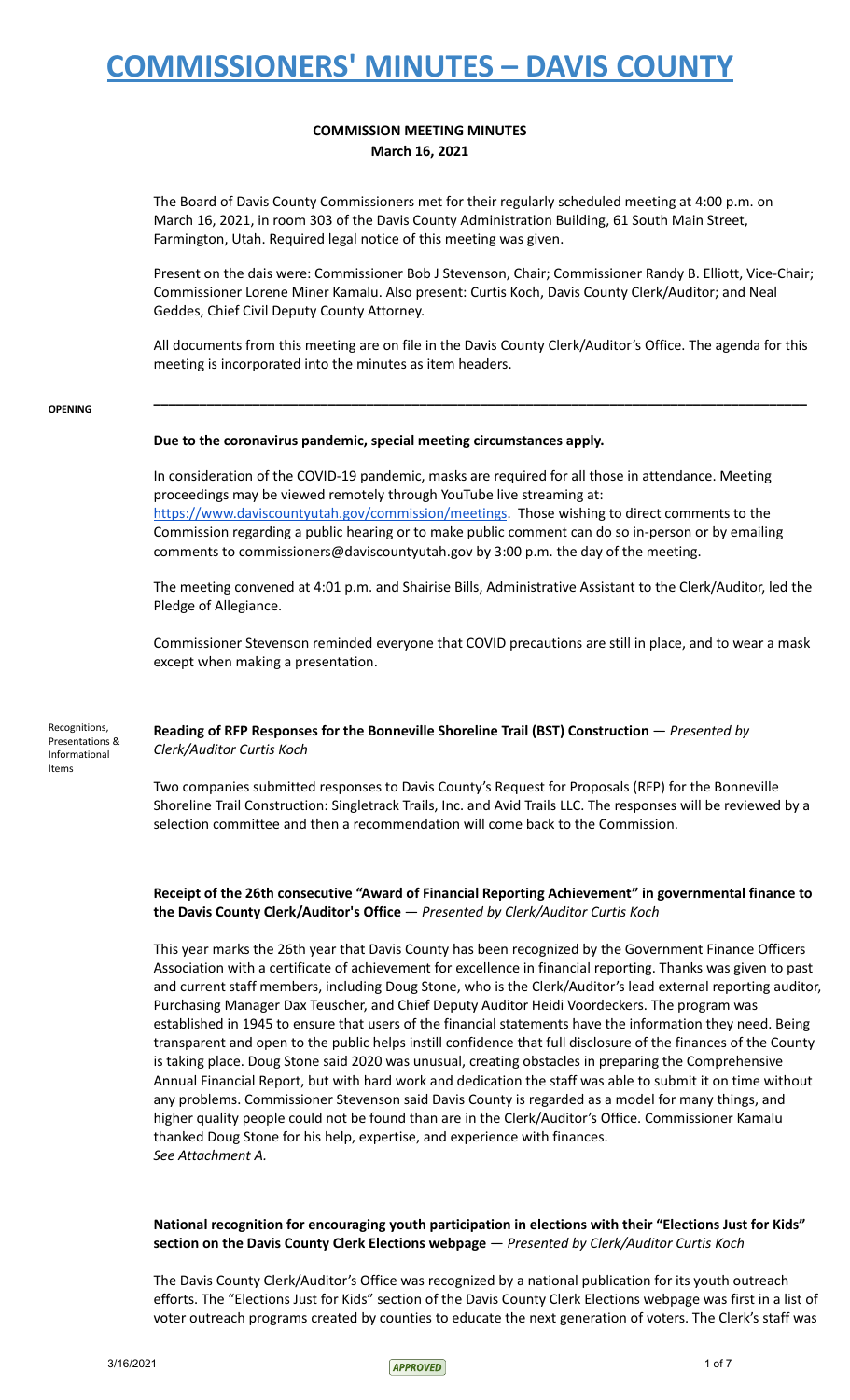# COMMISSIONERS' MINUTES – DAVIS COUNTY

**COMMISSION MEETING MINUTES**
**March 16, 2021**

The Board of Davis County Commissioners met for their regularly scheduled meeting at 4:00 p.m. on March 16, 2021, in room 303 of the Davis County Administration Building, 61 South Main Street, Farmington, Utah. Required legal notice of this meeting was given.

Present on the dais were: Commissioner Bob J Stevenson, Chair; Commissioner Randy B. Elliott, Vice-Chair; Commissioner Lorene Miner Kamalu. Also present: Curtis Koch, Davis County Clerk/Auditor; and Neal Geddes, Chief Civil Deputy County Attorney.

All documents from this meeting are on file in the Davis County Clerk/Auditor's Office. The agenda for this meeting is incorporated into the minutes as item headers.

---

**OPENING**

**Due to the coronavirus pandemic, special meeting circumstances apply.**

In consideration of the COVID-19 pandemic, masks are required for all those in attendance. Meeting proceedings may be viewed remotely through YouTube live streaming at: https://www.daviscountyutah.gov/commission/meetings. Those wishing to direct comments to the Commission regarding a public hearing or to make public comment can do so in-person or by emailing comments to commissioners@daviscountyutah.gov by 3:00 p.m. the day of the meeting.

The meeting convened at 4:01 p.m. and Shairise Bills, Administrative Assistant to the Clerk/Auditor, led the Pledge of Allegiance.

Commissioner Stevenson reminded everyone that COVID precautions are still in place, and to wear a mask except when making a presentation.

Recognitions, Presentations & Informational Items

**Reading of RFP Responses for the Bonneville Shoreline Trail (BST) Construction** — *Presented by Clerk/Auditor Curtis Koch*

Two companies submitted responses to Davis County's Request for Proposals (RFP) for the Bonneville Shoreline Trail Construction: Singletrack Trails, Inc. and Avid Trails LLC. The responses will be reviewed by a selection committee and then a recommendation will come back to the Commission.

**Receipt of the 26th consecutive "Award of Financial Reporting Achievement" in governmental finance to the Davis County Clerk/Auditor's Office** — *Presented by Clerk/Auditor Curtis Koch*

This year marks the 26th year that Davis County has been recognized by the Government Finance Officers Association with a certificate of achievement for excellence in financial reporting. Thanks was given to past and current staff members, including Doug Stone, who is the Clerk/Auditor's lead external reporting auditor, Purchasing Manager Dax Teuscher, and Chief Deputy Auditor Heidi Voordeckers. The program was established in 1945 to ensure that users of the financial statements have the information they need. Being transparent and open to the public helps instill confidence that full disclosure of the finances of the County is taking place. Doug Stone said 2020 was unusual, creating obstacles in preparing the Comprehensive Annual Financial Report, but with hard work and dedication the staff was able to submit it on time without any problems. Commissioner Stevenson said Davis County is regarded as a model for many things, and higher quality people could not be found than are in the Clerk/Auditor's Office. Commissioner Kamalu thanked Doug Stone for his help, expertise, and experience with finances.
*See Attachment A.*

**National recognition for encouraging youth participation in elections with their "Elections Just for Kids" section on the Davis County Clerk Elections webpage** — *Presented by Clerk/Auditor Curtis Koch*

The Davis County Clerk/Auditor's Office was recognized by a national publication for its youth outreach efforts. The "Elections Just for Kids" section of the Davis County Clerk Elections webpage was first in a list of voter outreach programs created by counties to educate the next generation of voters. The Clerk's staff was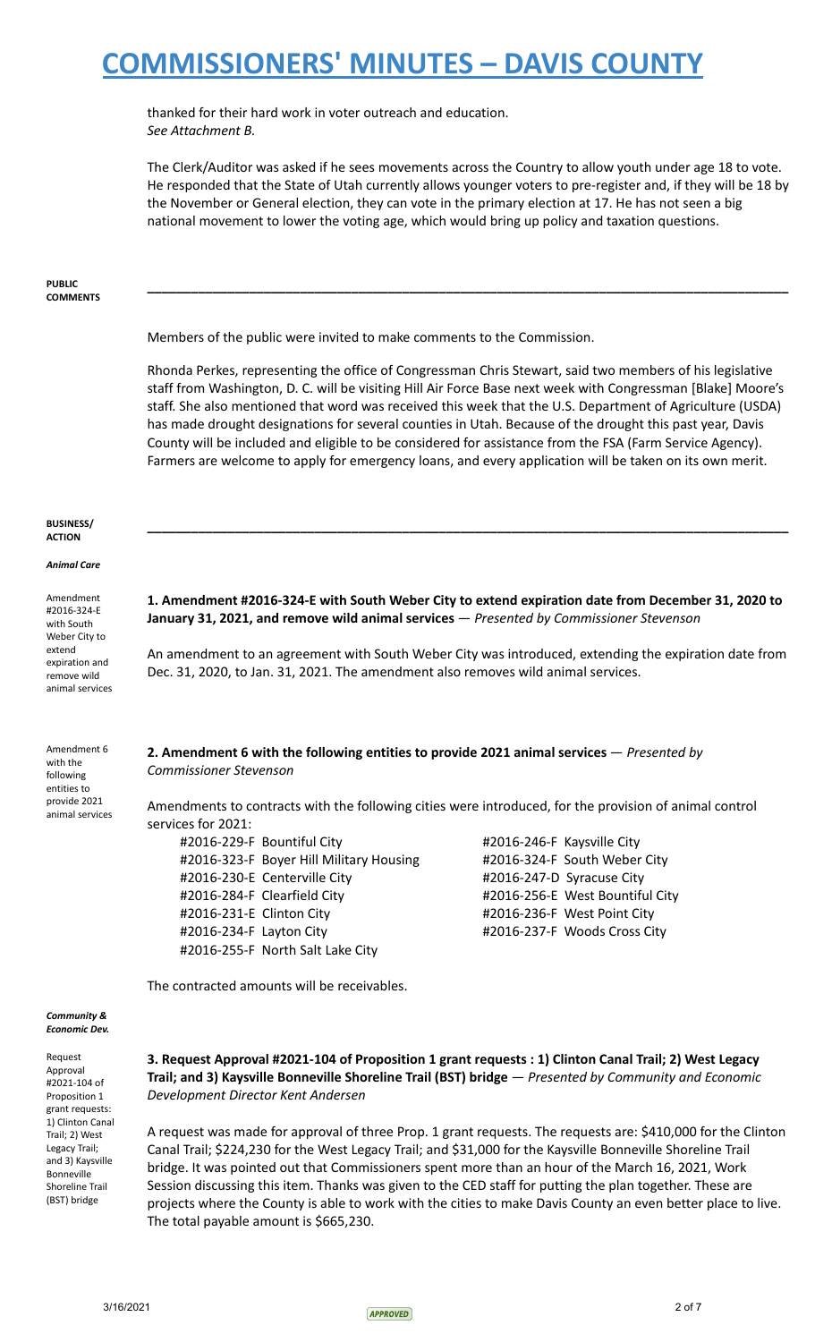thanked for their hard work in voter outreach and education.
*See Attachment B.*

The Clerk/Auditor was asked if he sees movements across the Country to allow youth under age 18 to vote. He responded that the State of Utah currently allows younger voters to pre-register and, if they will be 18 by the November or General election, they can vote in the primary election at 17. He has not seen a big national movement to lower the voting age, which would bring up policy and taxation questions.

**PUBLIC COMMENTS**

---

Members of the public were invited to make comments to the Commission.

Rhonda Perkes, representing the office of Congressman Chris Stewart, said two members of his legislative staff from Washington, D. C. will be visiting Hill Air Force Base next week with Congressman [Blake] Moore's staff. She also mentioned that word was received this week that the U.S. Department of Agriculture (USDA) has made drought designations for several counties in Utah. Because of the drought this past year, Davis County will be included and eligible to be considered for assistance from the FSA (Farm Service Agency). Farmers are welcome to apply for emergency loans, and every application will be taken on its own merit.

**BUSINESS/ ACTION**

---

***Animal Care***

Amendment #2016-324-E with South Weber City to extend expiration and remove wild animal services

**1. Amendment #2016-324-E with South Weber City to extend expiration date from December 31, 2020 to January 31, 2021, and remove wild animal services** — *Presented by Commissioner Stevenson*

An amendment to an agreement with South Weber City was introduced, extending the expiration date from Dec. 31, 2020, to Jan. 31, 2021. The amendment also removes wild animal services.

Amendment 6 with the following entities to provide 2021 animal services

**2. Amendment 6 with the following entities to provide 2021 animal services** — *Presented by Commissioner Stevenson*

Amendments to contracts with the following cities were introduced, for the provision of animal control services for 2021:

- #2016-229-F Bountiful City
- #2016-323-F Boyer Hill Military Housing
- #2016-230-E Centerville City
- #2016-284-F Clearfield City
- #2016-231-E Clinton City
- #2016-234-F Layton City
- #2016-255-F North Salt Lake City
- #2016-246-F Kaysville City
- #2016-324-F South Weber City
- #2016-247-D Syracuse City
- #2016-256-E West Bountiful City
- #2016-236-F West Point City
- #2016-237-F Woods Cross City

The contracted amounts will be receivables.

***Community & Economic Dev.***

Request Approval #2021-104 of Proposition 1 grant requests: 1) Clinton Canal Trail; 2) West Legacy Trail; and 3) Kaysville Bonneville Shoreline Trail (BST) bridge

**3. Request Approval #2021-104 of Proposition 1 grant requests : 1) Clinton Canal Trail; 2) West Legacy Trail; and 3) Kaysville Bonneville Shoreline Trail (BST) bridge** — *Presented by Community and Economic Development Director Kent Andersen*

A request was made for approval of three Prop. 1 grant requests. The requests are: $410,000 for the Clinton Canal Trail; $224,230 for the West Legacy Trail; and $31,000 for the Kaysville Bonneville Shoreline Trail bridge. It was pointed out that Commissioners spent more than an hour of the March 16, 2021, Work Session discussing this item. Thanks was given to the CED staff for putting the plan together. These are projects where the County is able to work with the cities to make Davis County an even better place to live. The total payable amount is $665,230.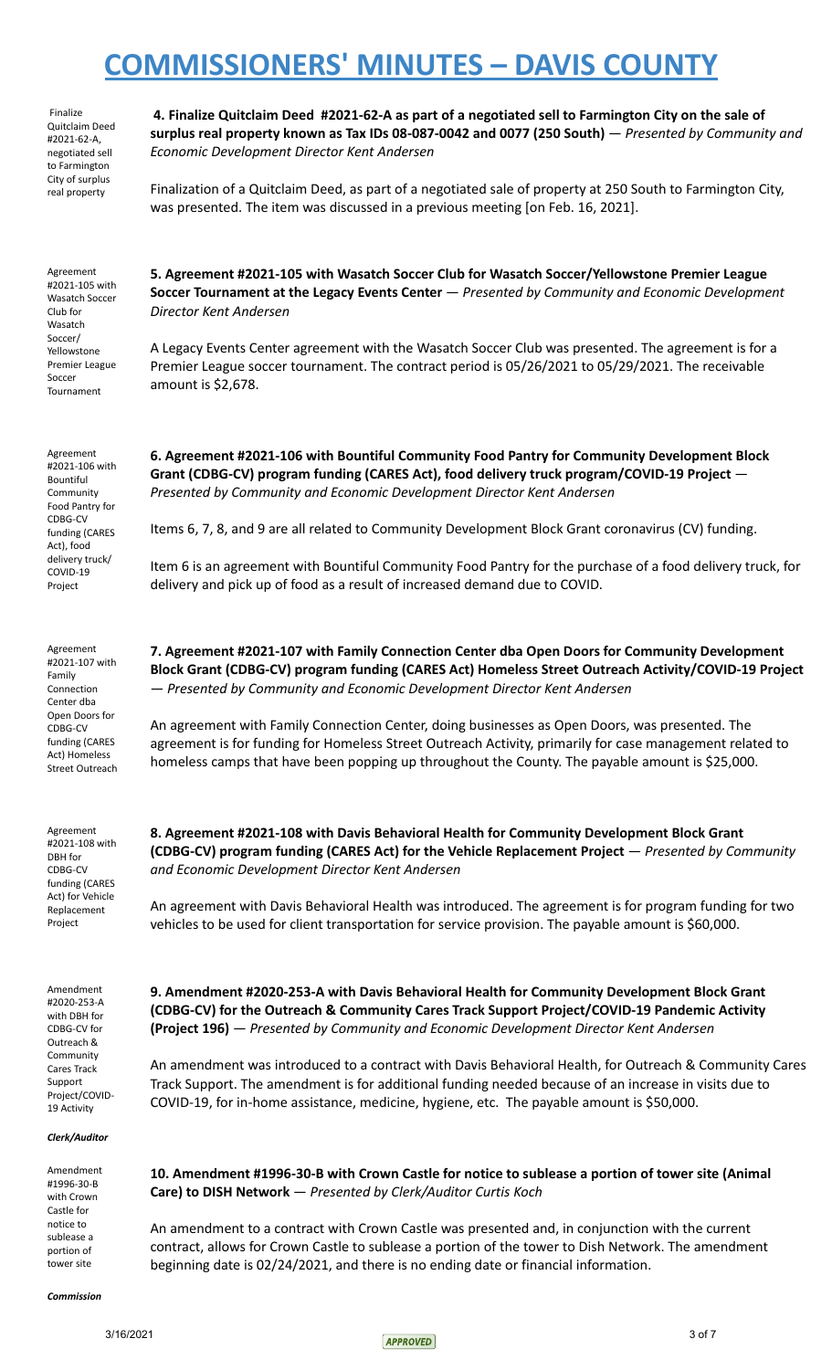# COMMISSIONERS' MINUTES – DAVIS COUNTY

Finalize Quitclaim Deed #2021-62-A, negotiated sell to Farmington City of surplus real property

**4. Finalize Quitclaim Deed #2021-62-A as part of a negotiated sell to Farmington City on the sale of surplus real property known as Tax IDs 08-087-0042 and 0077 (250 South)** — *Presented by Community and Economic Development Director Kent Andersen*

Finalization of a Quitclaim Deed, as part of a negotiated sale of property at 250 South to Farmington City, was presented. The item was discussed in a previous meeting [on Feb. 16, 2021].

Agreement #2021-105 with Wasatch Soccer Club for Wasatch Soccer/ Yellowstone Premier League Soccer Tournament

**5. Agreement #2021-105 with Wasatch Soccer Club for Wasatch Soccer/Yellowstone Premier League Soccer Tournament at the Legacy Events Center** — *Presented by Community and Economic Development Director Kent Andersen*

A Legacy Events Center agreement with the Wasatch Soccer Club was presented. The agreement is for a Premier League soccer tournament. The contract period is 05/26/2021 to 05/29/2021. The receivable amount is $2,678.

Agreement #2021-106 with Bountiful Community Food Pantry for CDBG-CV funding (CARES Act), food delivery truck/ COVID-19 Project

**6. Agreement #2021-106 with Bountiful Community Food Pantry for Community Development Block Grant (CDBG-CV) program funding (CARES Act), food delivery truck program/COVID-19 Project** — *Presented by Community and Economic Development Director Kent Andersen*

Items 6, 7, 8, and 9 are all related to Community Development Block Grant coronavirus (CV) funding.

Item 6 is an agreement with Bountiful Community Food Pantry for the purchase of a food delivery truck, for delivery and pick up of food as a result of increased demand due to COVID.

Agreement #2021-107 with Family Connection Center dba Open Doors for CDBG-CV funding (CARES Act) Homeless Street Outreach

**7. Agreement #2021-107 with Family Connection Center dba Open Doors for Community Development Block Grant (CDBG-CV) program funding (CARES Act) Homeless Street Outreach Activity/COVID-19 Project** — *Presented by Community and Economic Development Director Kent Andersen*

An agreement with Family Connection Center, doing businesses as Open Doors, was presented. The agreement is for funding for Homeless Street Outreach Activity, primarily for case management related to homeless camps that have been popping up throughout the County. The payable amount is $25,000.

Agreement #2021-108 with DBH for CDBG-CV funding (CARES Act) for Vehicle Replacement Project

**8. Agreement #2021-108 with Davis Behavioral Health for Community Development Block Grant (CDBG-CV) program funding (CARES Act) for the Vehicle Replacement Project** — *Presented by Community and Economic Development Director Kent Andersen*

An agreement with Davis Behavioral Health was introduced. The agreement is for program funding for two vehicles to be used for client transportation for service provision. The payable amount is $60,000.

Amendment #2020-253-A with DBH for CDBG-CV for Outreach & Community Cares Track Support Project/COVID-19 Activity

**9. Amendment #2020-253-A with Davis Behavioral Health for Community Development Block Grant (CDBG-CV) for the Outreach & Community Cares Track Support Project/COVID-19 Pandemic Activity (Project 196)** — *Presented by Community and Economic Development Director Kent Andersen*

An amendment was introduced to a contract with Davis Behavioral Health, for Outreach & Community Cares Track Support. The amendment is for additional funding needed because of an increase in visits due to COVID-19, for in-home assistance, medicine, hygiene, etc. The payable amount is $50,000.

***Clerk/Auditor***

Amendment #1996-30-B with Crown Castle for notice to sublease a portion of tower site

**10. Amendment #1996-30-B with Crown Castle for notice to sublease a portion of tower site (Animal Care) to DISH Network** — *Presented by Clerk/Auditor Curtis Koch*

An amendment to a contract with Crown Castle was presented and, in conjunction with the current contract, allows for Crown Castle to sublease a portion of the tower to Dish Network. The amendment beginning date is 02/24/2021, and there is no ending date or financial information.

***Commission***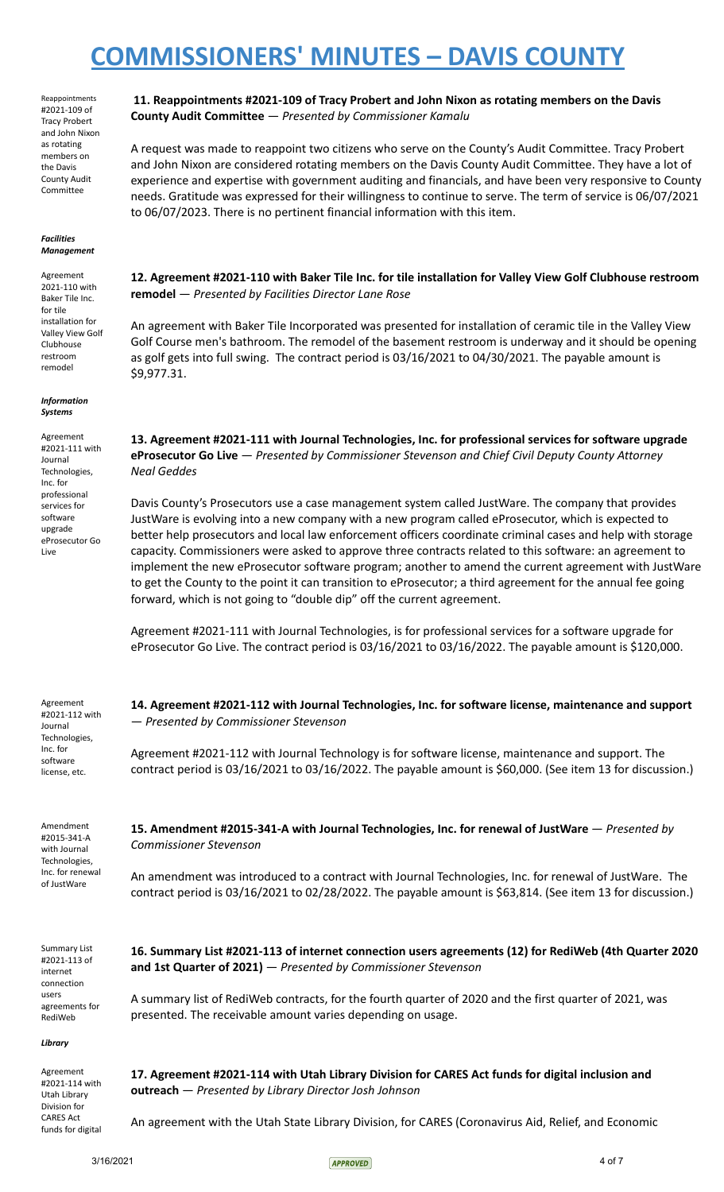# COMMISSIONERS' MINUTES – DAVIS COUNTY

Reappointments #2021-109 of Tracy Probert and John Nixon as rotating members on the Davis County Audit Committee

**11. Reappointments #2021-109 of Tracy Probert and John Nixon as rotating members on the Davis County Audit Committee** — *Presented by Commissioner Kamalu*

A request was made to reappoint two citizens who serve on the County's Audit Committee. Tracy Probert and John Nixon are considered rotating members on the Davis County Audit Committee. They have a lot of experience and expertise with government auditing and financials, and have been very responsive to County needs. Gratitude was expressed for their willingness to continue to serve. The term of service is 06/07/2021 to 06/07/2023. There is no pertinent financial information with this item.

***Facilities Management***

Agreement 2021-110 with Baker Tile Inc. for tile installation for Valley View Golf Clubhouse restroom remodel

**12. Agreement #2021-110 with Baker Tile Inc. for tile installation for Valley View Golf Clubhouse restroom remodel** — *Presented by Facilities Director Lane Rose*

An agreement with Baker Tile Incorporated was presented for installation of ceramic tile in the Valley View Golf Course men's bathroom. The remodel of the basement restroom is underway and it should be opening as golf gets into full swing. The contract period is 03/16/2021 to 04/30/2021. The payable amount is $9,977.31.

***Information Systems***

Agreement #2021-111 with Journal Technologies, Inc. for professional services for software upgrade eProsecutor Go Live

**13. Agreement #2021-111 with Journal Technologies, Inc. for professional services for software upgrade eProsecutor Go Live** — *Presented by Commissioner Stevenson and Chief Civil Deputy County Attorney Neal Geddes*

Davis County's Prosecutors use a case management system called JustWare. The company that provides JustWare is evolving into a new company with a new program called eProsecutor, which is expected to better help prosecutors and local law enforcement officers coordinate criminal cases and help with storage capacity. Commissioners were asked to approve three contracts related to this software: an agreement to implement the new eProsecutor software program; another to amend the current agreement with JustWare to get the County to the point it can transition to eProsecutor; a third agreement for the annual fee going forward, which is not going to "double dip" off the current agreement.

Agreement #2021-111 with Journal Technologies, is for professional services for a software upgrade for eProsecutor Go Live. The contract period is 03/16/2021 to 03/16/2022. The payable amount is $120,000.

Agreement #2021-112 with Journal Technologies, Inc. for software license, etc.

**14. Agreement #2021-112 with Journal Technologies, Inc. for software license, maintenance and support** — *Presented by Commissioner Stevenson*

Agreement #2021-112 with Journal Technology is for software license, maintenance and support. The contract period is 03/16/2021 to 03/16/2022. The payable amount is $60,000. (See item 13 for discussion.)

Amendment #2015-341-A with Journal Technologies, Inc. for renewal of JustWare

**15. Amendment #2015-341-A with Journal Technologies, Inc. for renewal of JustWare** — *Presented by Commissioner Stevenson*

An amendment was introduced to a contract with Journal Technologies, Inc. for renewal of JustWare. The contract period is 03/16/2021 to 02/28/2022. The payable amount is $63,814. (See item 13 for discussion.)

Summary List #2021-113 of internet connection users agreements for RediWeb

**16. Summary List #2021-113 of internet connection users agreements (12) for RediWeb (4th Quarter 2020 and 1st Quarter of 2021)** — *Presented by Commissioner Stevenson*

A summary list of RediWeb contracts, for the fourth quarter of 2020 and the first quarter of 2021, was presented. The receivable amount varies depending on usage.

***Library***

Agreement #2021-114 with Utah Library Division for CARES Act funds for digital

**17. Agreement #2021-114 with Utah Library Division for CARES Act funds for digital inclusion and outreach** — *Presented by Library Director Josh Johnson*

An agreement with the Utah State Library Division, for CARES (Coronavirus Aid, Relief, and Economic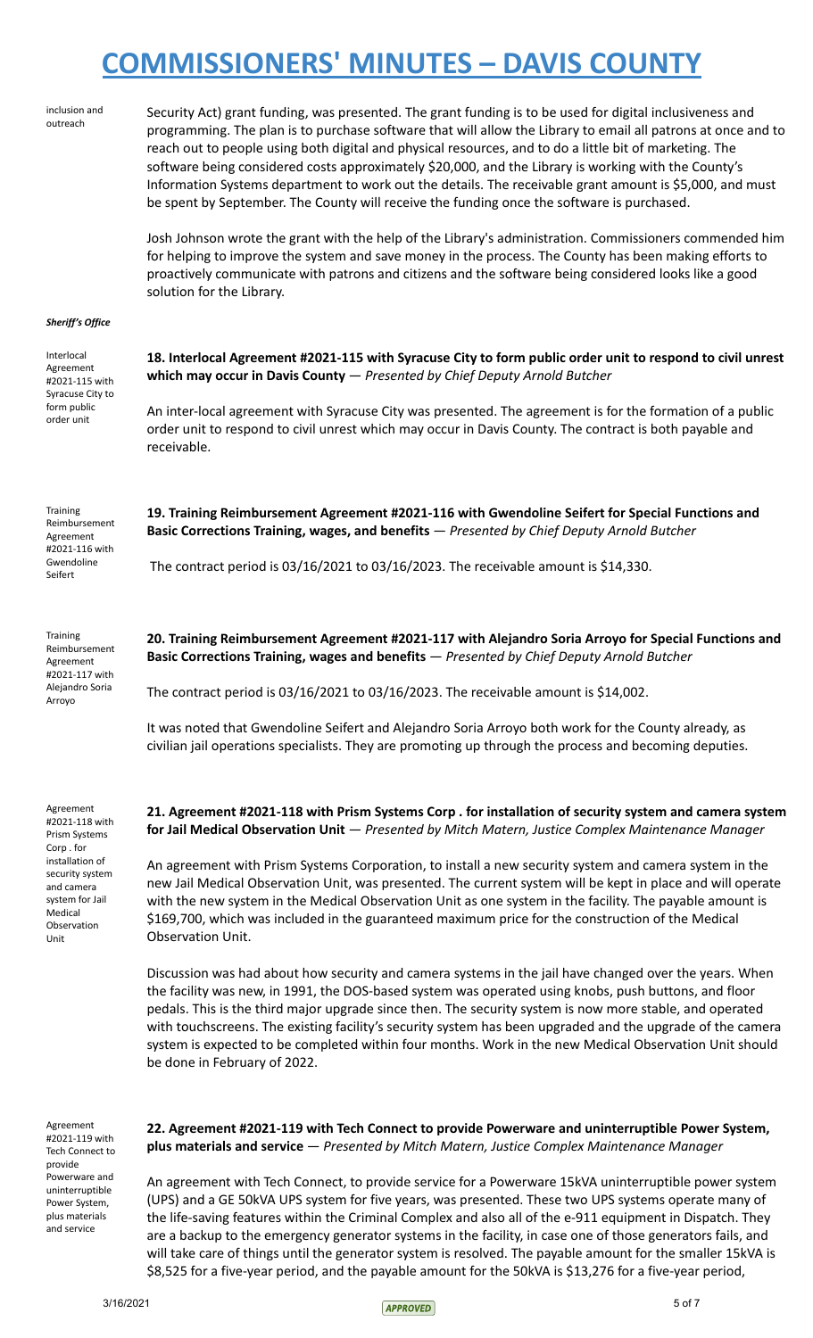Security Act) grant funding, was presented. The grant funding is to be used for digital inclusiveness and programming. The plan is to purchase software that will allow the Library to email all patrons at once and to reach out to people using both digital and physical resources, and to do a little bit of marketing. The software being considered costs approximately $20,000, and the Library is working with the County's Information Systems department to work out the details. The receivable grant amount is $5,000, and must be spent by September. The County will receive the funding once the software is purchased.

Josh Johnson wrote the grant with the help of the Library's administration. Commissioners commended him for helping to improve the system and save money in the process. The County has been making efforts to proactively communicate with patrons and citizens and the software being considered looks like a good solution for the Library.

***Sheriff's Office***

**18. Interlocal Agreement #2021-115 with Syracuse City to form public order unit to respond to civil unrest which may occur in Davis County** — *Presented by Chief Deputy Arnold Butcher*

An inter-local agreement with Syracuse City was presented. The agreement is for the formation of a public order unit to respond to civil unrest which may occur in Davis County. The contract is both payable and receivable.

**19. Training Reimbursement Agreement #2021-116 with Gwendoline Seifert for Special Functions and Basic Corrections Training, wages, and benefits** — *Presented by Chief Deputy Arnold Butcher*

The contract period is 03/16/2021 to 03/16/2023. The receivable amount is $14,330.

**20. Training Reimbursement Agreement #2021-117 with Alejandro Soria Arroyo for Special Functions and Basic Corrections Training, wages and benefits** — *Presented by Chief Deputy Arnold Butcher*

The contract period is 03/16/2021 to 03/16/2023. The receivable amount is $14,002.

It was noted that Gwendoline Seifert and Alejandro Soria Arroyo both work for the County already, as civilian jail operations specialists. They are promoting up through the process and becoming deputies.

**21. Agreement #2021-118 with Prism Systems Corp . for installation of security system and camera system for Jail Medical Observation Unit** — *Presented by Mitch Matern, Justice Complex Maintenance Manager*

An agreement with Prism Systems Corporation, to install a new security system and camera system in the new Jail Medical Observation Unit, was presented. The current system will be kept in place and will operate with the new system in the Medical Observation Unit as one system in the facility. The payable amount is $169,700, which was included in the guaranteed maximum price for the construction of the Medical Observation Unit.

Discussion was had about how security and camera systems in the jail have changed over the years. When the facility was new, in 1991, the DOS-based system was operated using knobs, push buttons, and floor pedals. This is the third major upgrade since then. The security system is now more stable, and operated with touchscreens. The existing facility's security system has been upgraded and the upgrade of the camera system is expected to be completed within four months. Work in the new Medical Observation Unit should be done in February of 2022.

**22. Agreement #2021-119 with Tech Connect to provide Powerware and uninterruptible Power System, plus materials and service** — *Presented by Mitch Matern, Justice Complex Maintenance Manager*

An agreement with Tech Connect, to provide service for a Powerware 15kVA uninterruptible power system (UPS) and a GE 50kVA UPS system for five years, was presented. These two UPS systems operate many of the life-saving features within the Criminal Complex and also all of the e-911 equipment in Dispatch. They are a backup to the emergency generator systems in the facility, in case one of those generators fails, and will take care of things until the generator system is resolved. The payable amount for the smaller 15kVA is $8,525 for a five-year period, and the payable amount for the 50kVA is $13,276 for a five-year period,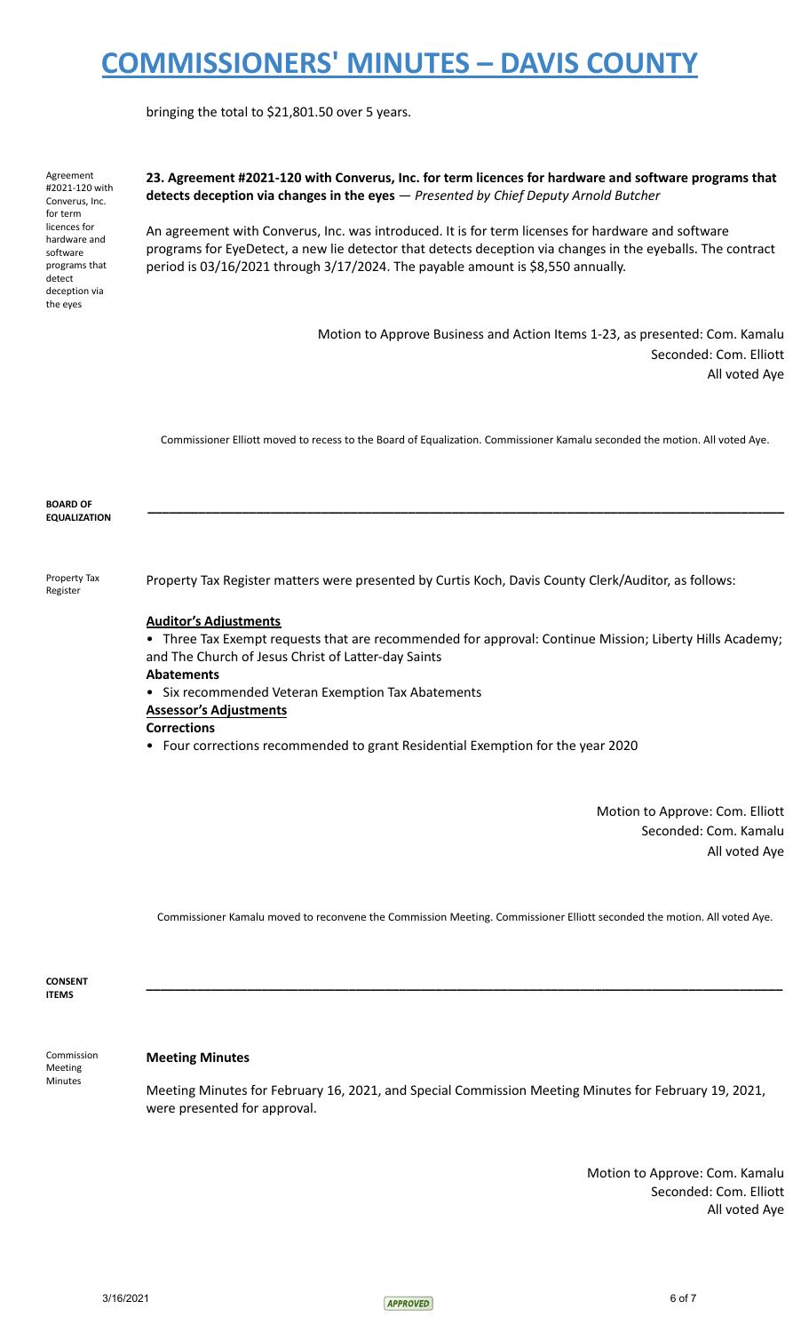bringing the total to $21,801.50 over 5 years.

Agreement #2021-120 with Converus, Inc. for term licences for hardware and software programs that detect deception via the eyes

**23. Agreement #2021-120 with Converus, Inc. for term licences for hardware and software programs that detects deception via changes in the eyes** — *Presented by Chief Deputy Arnold Butcher*

An agreement with Converus, Inc. was introduced. It is for term licenses for hardware and software programs for EyeDetect, a new lie detector that detects deception via changes in the eyeballs. The contract period is 03/16/2021 through 3/17/2024. The payable amount is $8,550 annually.

Motion to Approve Business and Action Items 1-23, as presented: Com. Kamalu
Seconded: Com. Elliott
All voted Aye

Commissioner Elliott moved to recess to the Board of Equalization. Commissioner Kamalu seconded the motion. All voted Aye.

**BOARD OF EQUALIZATION**

---

Property Tax Register

Property Tax Register matters were presented by Curtis Koch, Davis County Clerk/Auditor, as follows:

**Auditor's Adjustments**

- Three Tax Exempt requests that are recommended for approval: Continue Mission; Liberty Hills Academy; and The Church of Jesus Christ of Latter-day Saints

**Abatements**

- Six recommended Veteran Exemption Tax Abatements

**Assessor's Adjustments**

**Corrections**

- Four corrections recommended to grant Residential Exemption for the year 2020

Motion to Approve: Com. Elliott
Seconded: Com. Kamalu
All voted Aye

Commissioner Kamalu moved to reconvene the Commission Meeting. Commissioner Elliott seconded the motion. All voted Aye.

**CONSENT ITEMS**

---

Commission Meeting Minutes

**Meeting Minutes**

Meeting Minutes for February 16, 2021, and Special Commission Meeting Minutes for February 19, 2021, were presented for approval.

Motion to Approve: Com. Kamalu
Seconded: Com. Elliott
All voted Aye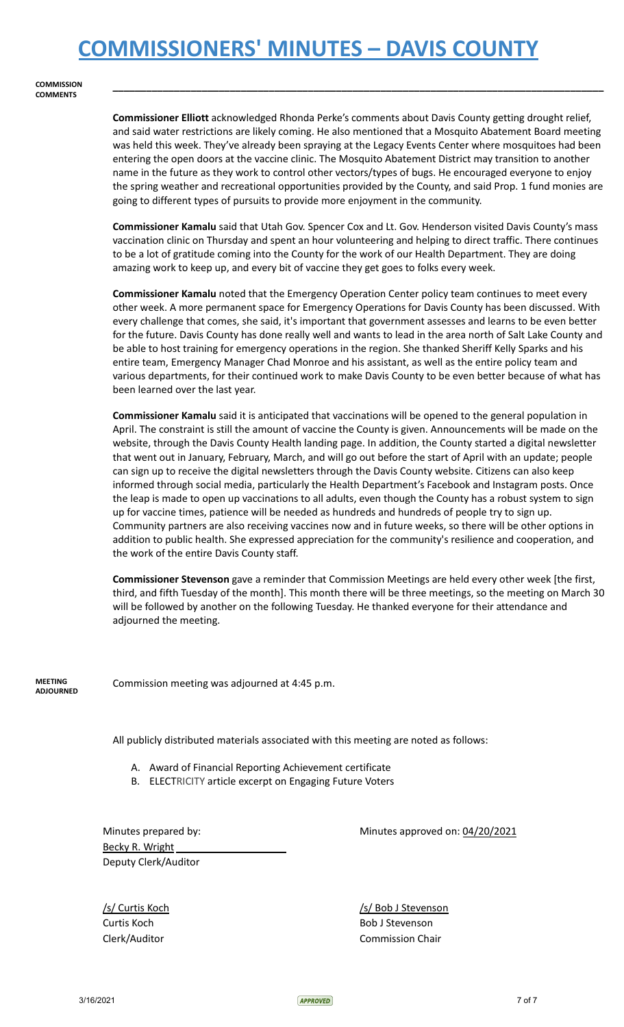**COMMISSION COMMENTS**

**Commissioner Elliott** acknowledged Rhonda Perke's comments about Davis County getting drought relief, and said water restrictions are likely coming. He also mentioned that a Mosquito Abatement Board meeting was held this week. They've already been spraying at the Legacy Events Center where mosquitoes had been entering the open doors at the vaccine clinic. The Mosquito Abatement District may transition to another name in the future as they work to control other vectors/types of bugs. He encouraged everyone to enjoy the spring weather and recreational opportunities provided by the County, and said Prop. 1 fund monies are going to different types of pursuits to provide more enjoyment in the community.

**Commissioner Kamalu** said that Utah Gov. Spencer Cox and Lt. Gov. Henderson visited Davis County's mass vaccination clinic on Thursday and spent an hour volunteering and helping to direct traffic. There continues to be a lot of gratitude coming into the County for the work of our Health Department. They are doing amazing work to keep up, and every bit of vaccine they get goes to folks every week.

**Commissioner Kamalu** noted that the Emergency Operation Center policy team continues to meet every other week. A more permanent space for Emergency Operations for Davis County has been discussed. With every challenge that comes, she said, it's important that government assesses and learns to be even better for the future. Davis County has done really well and wants to lead in the area north of Salt Lake County and be able to host training for emergency operations in the region. She thanked Sheriff Kelly Sparks and his entire team, Emergency Manager Chad Monroe and his assistant, as well as the entire policy team and various departments, for their continued work to make Davis County to be even better because of what has been learned over the last year.

**Commissioner Kamalu** said it is anticipated that vaccinations will be opened to the general population in April. The constraint is still the amount of vaccine the County is given. Announcements will be made on the website, through the Davis County Health landing page. In addition, the County started a digital newsletter that went out in January, February, March, and will go out before the start of April with an update; people can sign up to receive the digital newsletters through the Davis County website. Citizens can also keep informed through social media, particularly the Health Department's Facebook and Instagram posts. Once the leap is made to open up vaccinations to all adults, even though the County has a robust system to sign up for vaccine times, patience will be needed as hundreds and hundreds of people try to sign up. Community partners are also receiving vaccines now and in future weeks, so there will be other options in addition to public health. She expressed appreciation for the community's resilience and cooperation, and the work of the entire Davis County staff.

**Commissioner Stevenson** gave a reminder that Commission Meetings are held every other week [the first, third, and fifth Tuesday of the month]. This month there will be three meetings, so the meeting on March 30 will be followed by another on the following Tuesday. He thanked everyone for their attendance and adjourned the meeting.

**MEETING ADJOURNED**

Commission meeting was adjourned at 4:45 p.m.

All publicly distributed materials associated with this meeting are noted as follows:

A. Award of Financial Reporting Achievement certificate
B. ELECTRICITY article excerpt on Engaging Future Voters

Minutes prepared by:
Becky R. Wright
Deputy Clerk/Auditor

Minutes approved on: 04/20/2021

/s/ Curtis Koch
Curtis Koch
Clerk/Auditor

/s/ Bob J Stevenson
Bob J Stevenson
Commission Chair